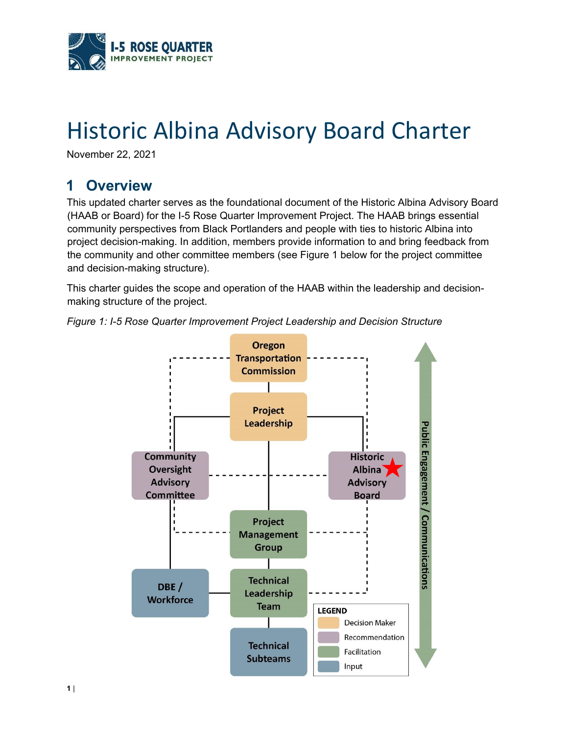# Historic Albina Advisory Board Charter

November 22, 2021

## 1 Overview

This updated charter serves as the foundational document of the Historic Albina Advisory Board (HAAB or Board) for the I-5 Rose Quarter Improvement Project. The HAAB brings essential community perspectives from Black Portlanders and people with ties to historic Albina into project decision-making. In addition, members provide information to and bring feedback from the community and other committee members (see Figure 1 below for the project committee and decision-making structure).

This charter guides the scope and operation of the HAAB within the leadership and decision-making structure of the project.

*Figure 1: I-5 Rose Quarter Improvement Project Leadership and Decision Structure*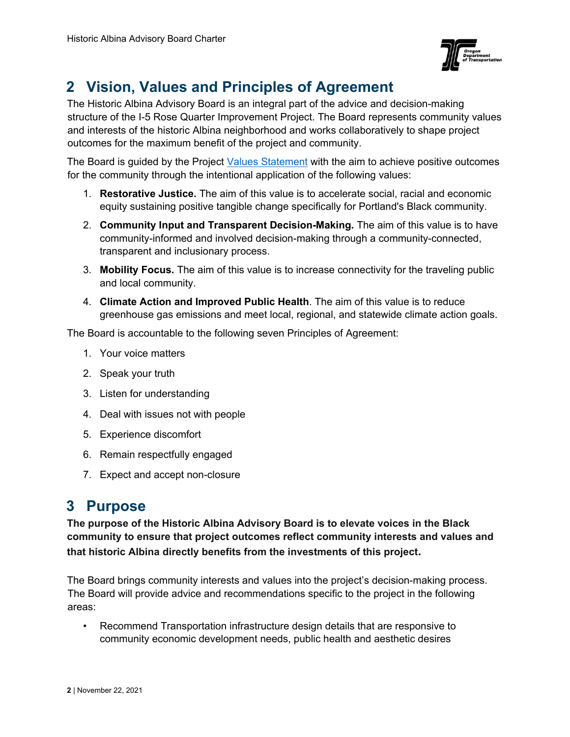## 2 Vision, Values and Principles of Agreement

The Historic Albina Advisory Board is an integral part of the advice and decision-making structure of the I-5 Rose Quarter Improvement Project. The Board represents community values and interests of the historic Albina neighborhood and works collaboratively to shape project outcomes for the maximum benefit of the project and community.

The Board is guided by the Project Values Statement with the aim to achieve positive outcomes for the community through the intentional application of the following values:

1. **Restorative Justice.** The aim of this value is to accelerate social, racial and economic equity sustaining positive tangible change specifically for Portland's Black community.
2. **Community Input and Transparent Decision-Making.** The aim of this value is to have community-informed and involved decision-making through a community-connected, transparent and inclusionary process.
3. **Mobility Focus.** The aim of this value is to increase connectivity for the traveling public and local community.
4. **Climate Action and Improved Public Health**. The aim of this value is to reduce greenhouse gas emissions and meet local, regional, and statewide climate action goals.

The Board is accountable to the following seven Principles of Agreement:

1. Your voice matters
2. Speak your truth
3. Listen for understanding
4. Deal with issues not with people
5. Experience discomfort
6. Remain respectfully engaged
7. Expect and accept non-closure

## 3 Purpose

**The purpose of the Historic Albina Advisory Board is to elevate voices in the Black community to ensure that project outcomes reflect community interests and values and that historic Albina directly benefits from the investments of this project.**

The Board brings community interests and values into the project's decision-making process. The Board will provide advice and recommendations specific to the project in the following areas:

- Recommend Transportation infrastructure design details that are responsive to community economic development needs, public health and aesthetic desires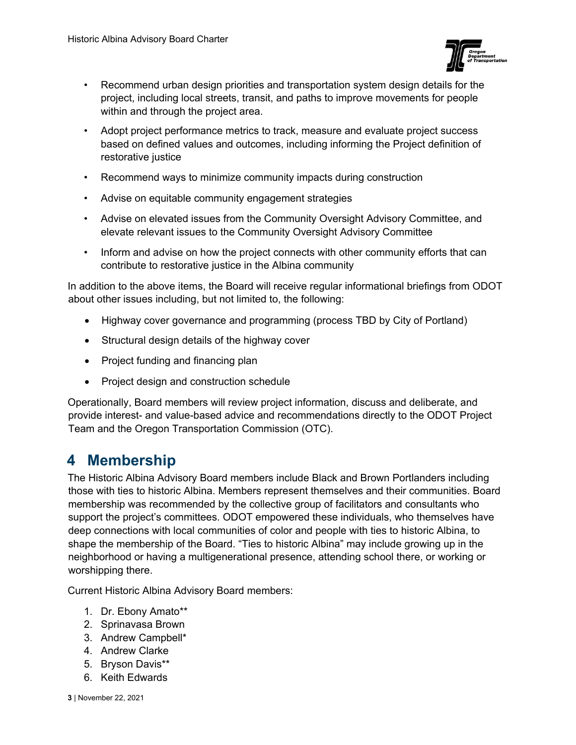- Recommend urban design priorities and transportation system design details for the project, including local streets, transit, and paths to improve movements for people within and through the project area.
- Adopt project performance metrics to track, measure and evaluate project success based on defined values and outcomes, including informing the Project definition of restorative justice
- Recommend ways to minimize community impacts during construction
- Advise on equitable community engagement strategies
- Advise on elevated issues from the Community Oversight Advisory Committee, and elevate relevant issues to the Community Oversight Advisory Committee
- Inform and advise on how the project connects with other community efforts that can contribute to restorative justice in the Albina community

In addition to the above items, the Board will receive regular informational briefings from ODOT about other issues including, but not limited to, the following:

- Highway cover governance and programming (process TBD by City of Portland)
- Structural design details of the highway cover
- Project funding and financing plan
- Project design and construction schedule

Operationally, Board members will review project information, discuss and deliberate, and provide interest- and value-based advice and recommendations directly to the ODOT Project Team and the Oregon Transportation Commission (OTC).

# 4 Membership

The Historic Albina Advisory Board members include Black and Brown Portlanders including those with ties to historic Albina. Members represent themselves and their communities. Board membership was recommended by the collective group of facilitators and consultants who support the project's committees. ODOT empowered these individuals, who themselves have deep connections with local communities of color and people with ties to historic Albina, to shape the membership of the Board. "Ties to historic Albina" may include growing up in the neighborhood or having a multigenerational presence, attending school there, or working or worshipping there.

Current Historic Albina Advisory Board members:

1. Dr. Ebony Amato**
2. Sprinavasa Brown
3. Andrew Campbell*
4. Andrew Clarke
5. Bryson Davis**
6. Keith Edwards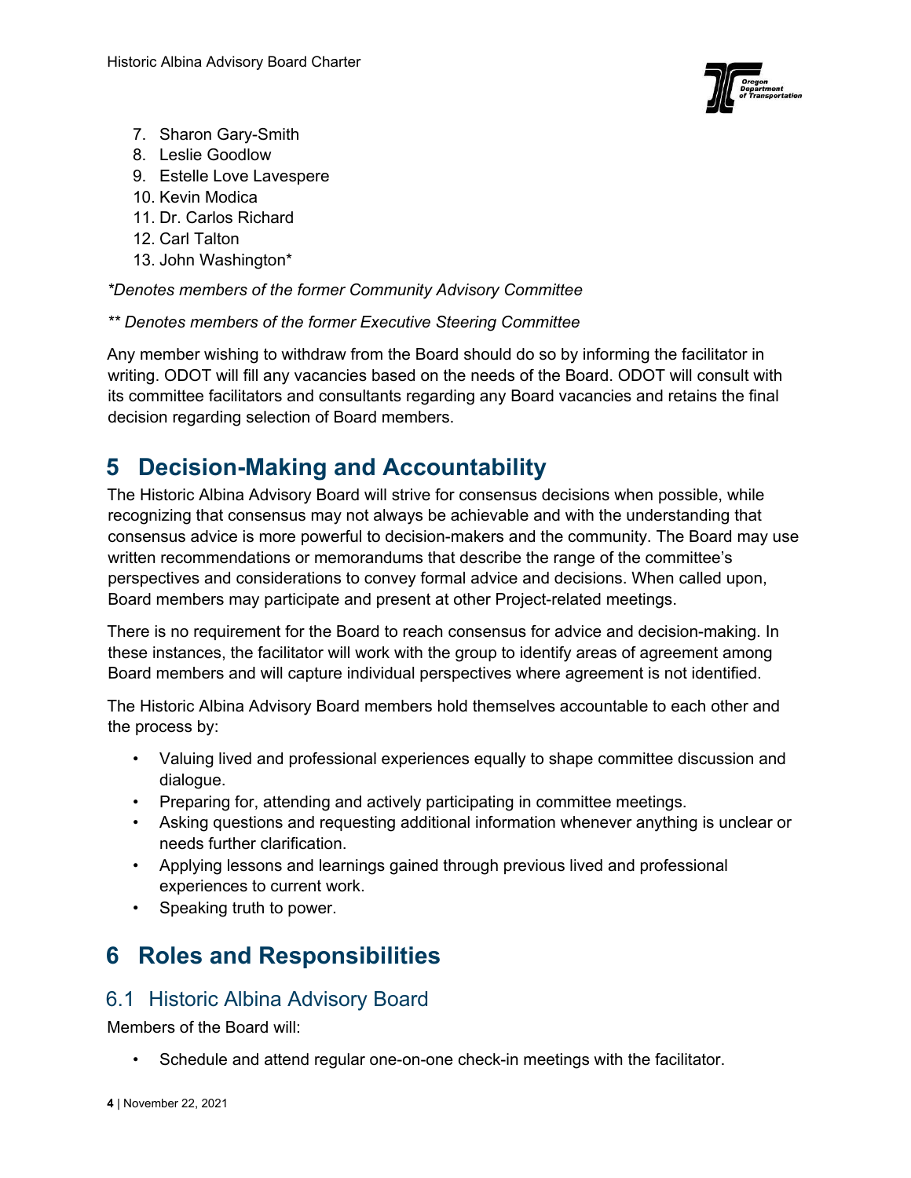7. Sharon Gary-Smith
8. Leslie Goodlow
9. Estelle Love Lavespere
10. Kevin Modica
11. Dr. Carlos Richard
12. Carl Talton
13. John Washington*

*\*Denotes members of the former Community Advisory Committee*

*\*\* Denotes members of the former Executive Steering Committee*

Any member wishing to withdraw from the Board should do so by informing the facilitator in writing. ODOT will fill any vacancies based on the needs of the Board. ODOT will consult with its committee facilitators and consultants regarding any Board vacancies and retains the final decision regarding selection of Board members.

# 5 Decision-Making and Accountability

The Historic Albina Advisory Board will strive for consensus decisions when possible, while recognizing that consensus may not always be achievable and with the understanding that consensus advice is more powerful to decision-makers and the community. The Board may use written recommendations or memorandums that describe the range of the committee's perspectives and considerations to convey formal advice and decisions. When called upon, Board members may participate and present at other Project-related meetings.

There is no requirement for the Board to reach consensus for advice and decision-making. In these instances, the facilitator will work with the group to identify areas of agreement among Board members and will capture individual perspectives where agreement is not identified.

The Historic Albina Advisory Board members hold themselves accountable to each other and the process by:

- Valuing lived and professional experiences equally to shape committee discussion and dialogue.
- Preparing for, attending and actively participating in committee meetings.
- Asking questions and requesting additional information whenever anything is unclear or needs further clarification.
- Applying lessons and learnings gained through previous lived and professional experiences to current work.
- Speaking truth to power.

# 6 Roles and Responsibilities

## 6.1 Historic Albina Advisory Board

Members of the Board will:

- Schedule and attend regular one-on-one check-in meetings with the facilitator.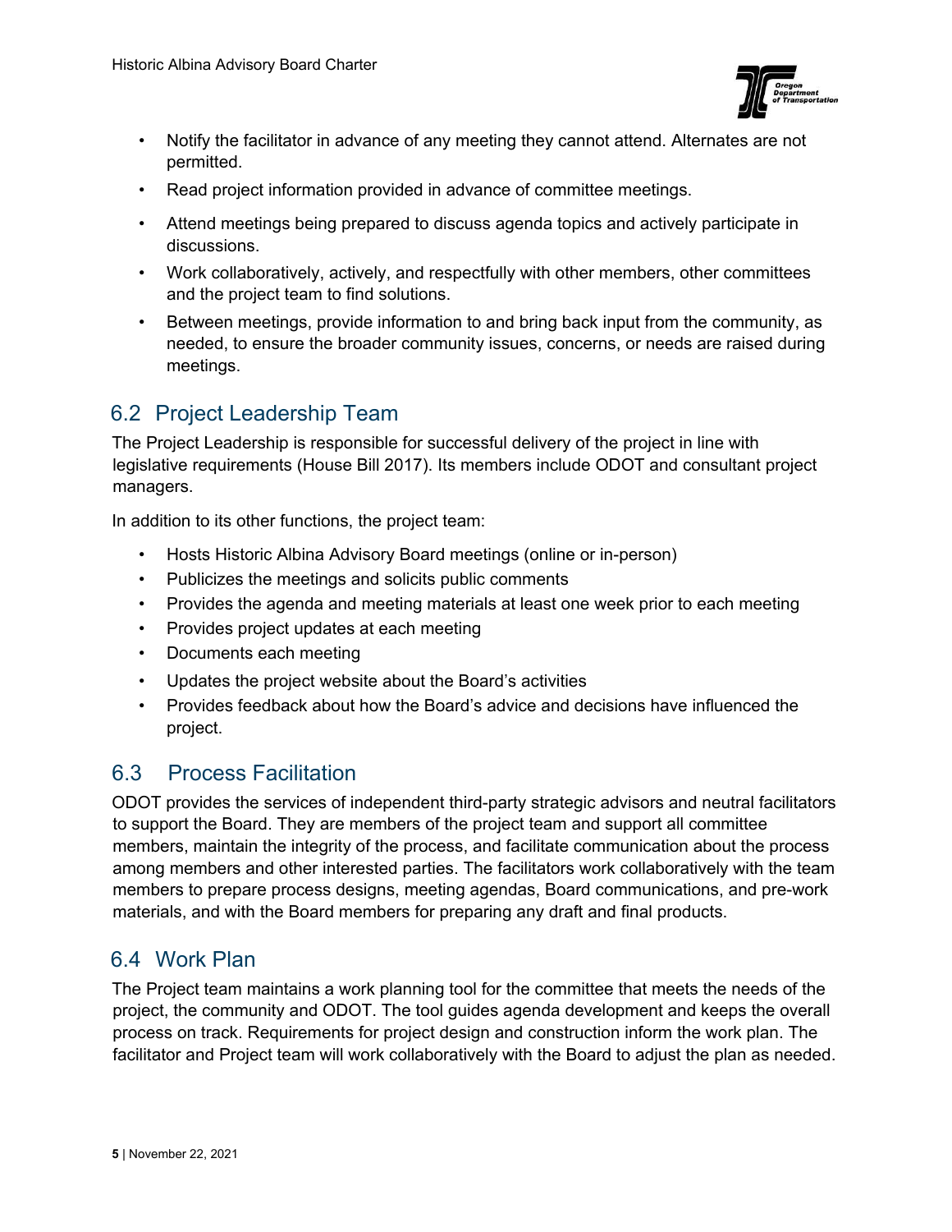- Notify the facilitator in advance of any meeting they cannot attend. Alternates are not permitted.
- Read project information provided in advance of committee meetings.
- Attend meetings being prepared to discuss agenda topics and actively participate in discussions.
- Work collaboratively, actively, and respectfully with other members, other committees and the project team to find solutions.
- Between meetings, provide information to and bring back input from the community, as needed, to ensure the broader community issues, concerns, or needs are raised during meetings.

## 6.2 Project Leadership Team

The Project Leadership is responsible for successful delivery of the project in line with legislative requirements (House Bill 2017). Its members include ODOT and consultant project managers.

In addition to its other functions, the project team:

- Hosts Historic Albina Advisory Board meetings (online or in-person)
- Publicizes the meetings and solicits public comments
- Provides the agenda and meeting materials at least one week prior to each meeting
- Provides project updates at each meeting
- Documents each meeting
- Updates the project website about the Board's activities
- Provides feedback about how the Board's advice and decisions have influenced the project.

## 6.3 Process Facilitation

ODOT provides the services of independent third-party strategic advisors and neutral facilitators to support the Board. They are members of the project team and support all committee members, maintain the integrity of the process, and facilitate communication about the process among members and other interested parties. The facilitators work collaboratively with the team members to prepare process designs, meeting agendas, Board communications, and pre-work materials, and with the Board members for preparing any draft and final products.

## 6.4 Work Plan

The Project team maintains a work planning tool for the committee that meets the needs of the project, the community and ODOT. The tool guides agenda development and keeps the overall process on track. Requirements for project design and construction inform the work plan. The facilitator and Project team will work collaboratively with the Board to adjust the plan as needed.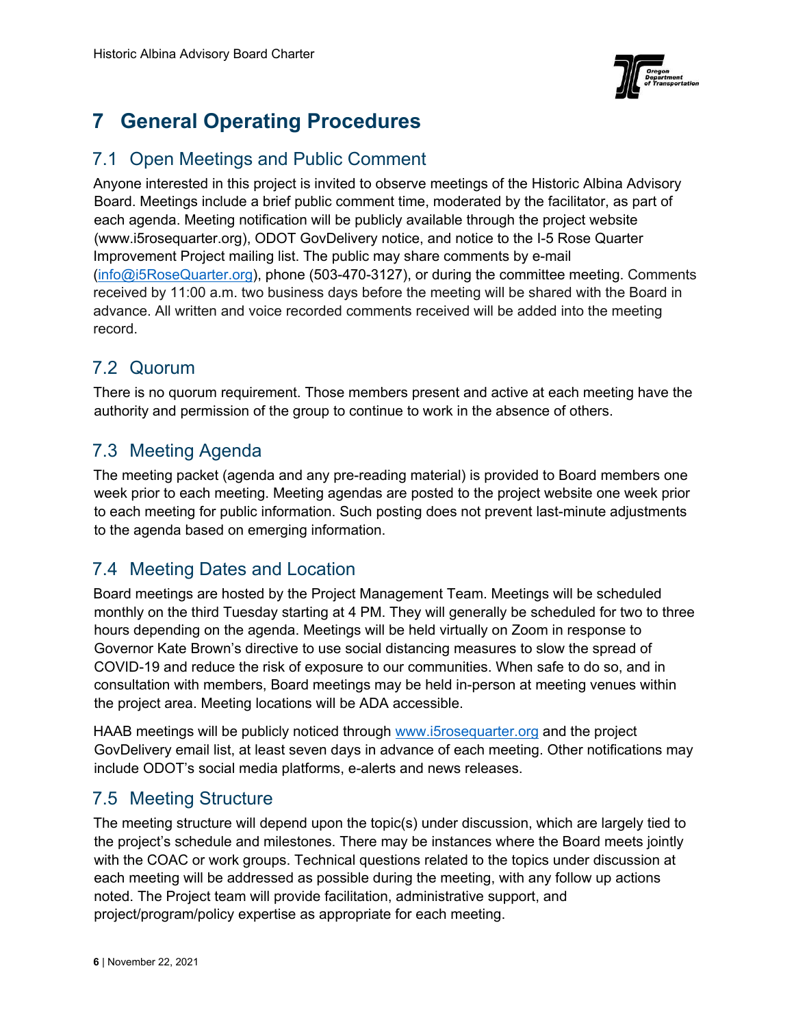# 7 General Operating Procedures

## 7.1 Open Meetings and Public Comment

Anyone interested in this project is invited to observe meetings of the Historic Albina Advisory Board. Meetings include a brief public comment time, moderated by the facilitator, as part of each agenda. Meeting notification will be publicly available through the project website (www.i5rosequarter.org), ODOT GovDelivery notice, and notice to the I-5 Rose Quarter Improvement Project mailing list. The public may share comments by e-mail (info@i5RoseQuarter.org), phone (503-470-3127), or during the committee meeting. Comments received by 11:00 a.m. two business days before the meeting will be shared with the Board in advance. All written and voice recorded comments received will be added into the meeting record.

## 7.2 Quorum

There is no quorum requirement. Those members present and active at each meeting have the authority and permission of the group to continue to work in the absence of others.

## 7.3 Meeting Agenda

The meeting packet (agenda and any pre-reading material) is provided to Board members one week prior to each meeting. Meeting agendas are posted to the project website one week prior to each meeting for public information. Such posting does not prevent last-minute adjustments to the agenda based on emerging information.

## 7.4 Meeting Dates and Location

Board meetings are hosted by the Project Management Team. Meetings will be scheduled monthly on the third Tuesday starting at 4 PM. They will generally be scheduled for two to three hours depending on the agenda. Meetings will be held virtually on Zoom in response to Governor Kate Brown's directive to use social distancing measures to slow the spread of COVID-19 and reduce the risk of exposure to our communities. When safe to do so, and in consultation with members, Board meetings may be held in-person at meeting venues within the project area. Meeting locations will be ADA accessible.

HAAB meetings will be publicly noticed through www.i5rosequarter.org and the project GovDelivery email list, at least seven days in advance of each meeting. Other notifications may include ODOT's social media platforms, e-alerts and news releases.

## 7.5 Meeting Structure

The meeting structure will depend upon the topic(s) under discussion, which are largely tied to the project's schedule and milestones. There may be instances where the Board meets jointly with the COAC or work groups. Technical questions related to the topics under discussion at each meeting will be addressed as possible during the meeting, with any follow up actions noted. The Project team will provide facilitation, administrative support, and project/program/policy expertise as appropriate for each meeting.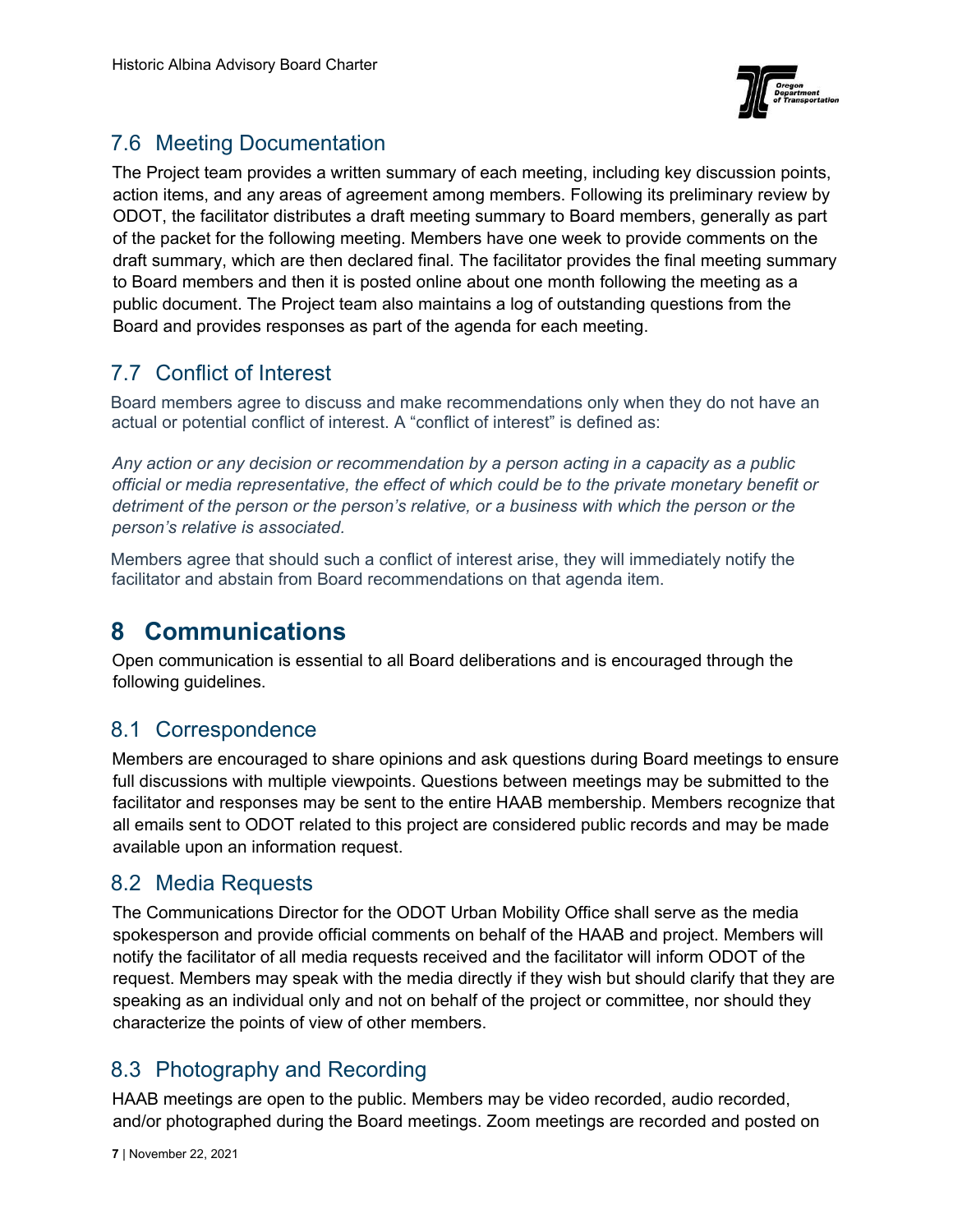## 7.6 Meeting Documentation

The Project team provides a written summary of each meeting, including key discussion points, action items, and any areas of agreement among members. Following its preliminary review by ODOT, the facilitator distributes a draft meeting summary to Board members, generally as part of the packet for the following meeting. Members have one week to provide comments on the draft summary, which are then declared final. The facilitator provides the final meeting summary to Board members and then it is posted online about one month following the meeting as a public document. The Project team also maintains a log of outstanding questions from the Board and provides responses as part of the agenda for each meeting.

## 7.7 Conflict of Interest

Board members agree to discuss and make recommendations only when they do not have an actual or potential conflict of interest. A "conflict of interest" is defined as:

*Any action or any decision or recommendation by a person acting in a capacity as a public official or media representative, the effect of which could be to the private monetary benefit or detriment of the person or the person's relative, or a business with which the person or the person's relative is associated.*

Members agree that should such a conflict of interest arise, they will immediately notify the facilitator and abstain from Board recommendations on that agenda item.

# 8 Communications

Open communication is essential to all Board deliberations and is encouraged through the following guidelines.

## 8.1 Correspondence

Members are encouraged to share opinions and ask questions during Board meetings to ensure full discussions with multiple viewpoints. Questions between meetings may be submitted to the facilitator and responses may be sent to the entire HAAB membership. Members recognize that all emails sent to ODOT related to this project are considered public records and may be made available upon an information request.

## 8.2 Media Requests

The Communications Director for the ODOT Urban Mobility Office shall serve as the media spokesperson and provide official comments on behalf of the HAAB and project. Members will notify the facilitator of all media requests received and the facilitator will inform ODOT of the request. Members may speak with the media directly if they wish but should clarify that they are speaking as an individual only and not on behalf of the project or committee, nor should they characterize the points of view of other members.

## 8.3 Photography and Recording

HAAB meetings are open to the public. Members may be video recorded, audio recorded, and/or photographed during the Board meetings. Zoom meetings are recorded and posted on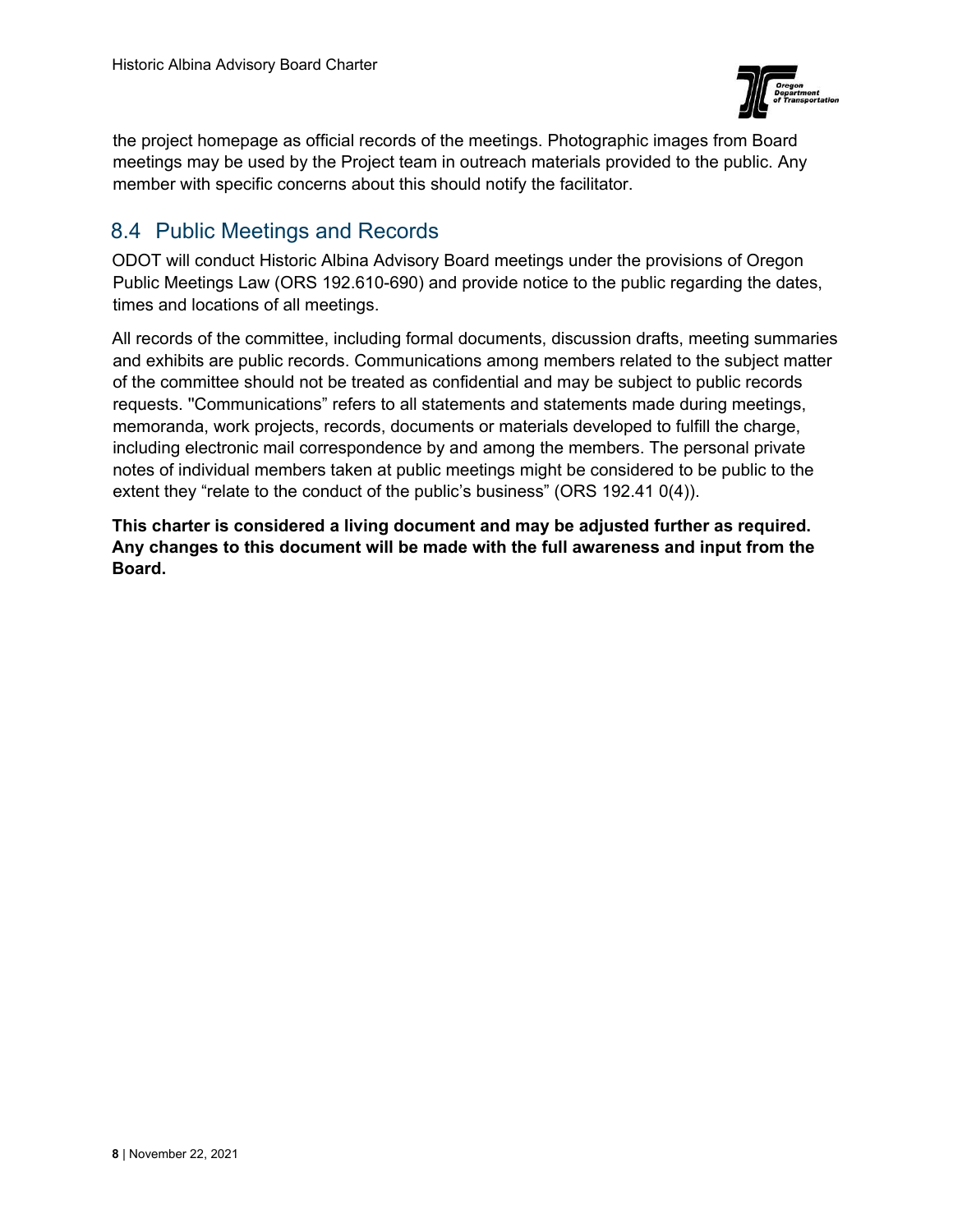the project homepage as official records of the meetings. Photographic images from Board meetings may be used by the Project team in outreach materials provided to the public. Any member with specific concerns about this should notify the facilitator.

## 8.4 Public Meetings and Records

ODOT will conduct Historic Albina Advisory Board meetings under the provisions of Oregon Public Meetings Law (ORS 192.610-690) and provide notice to the public regarding the dates, times and locations of all meetings.

All records of the committee, including formal documents, discussion drafts, meeting summaries and exhibits are public records. Communications among members related to the subject matter of the committee should not be treated as confidential and may be subject to public records requests. "Communications" refers to all statements and statements made during meetings, memoranda, work projects, records, documents or materials developed to fulfill the charge, including electronic mail correspondence by and among the members. The personal private notes of individual members taken at public meetings might be considered to be public to the extent they "relate to the conduct of the public's business" (ORS 192.41 0(4)).

**This charter is considered a living document and may be adjusted further as required. Any changes to this document will be made with the full awareness and input from the Board.**